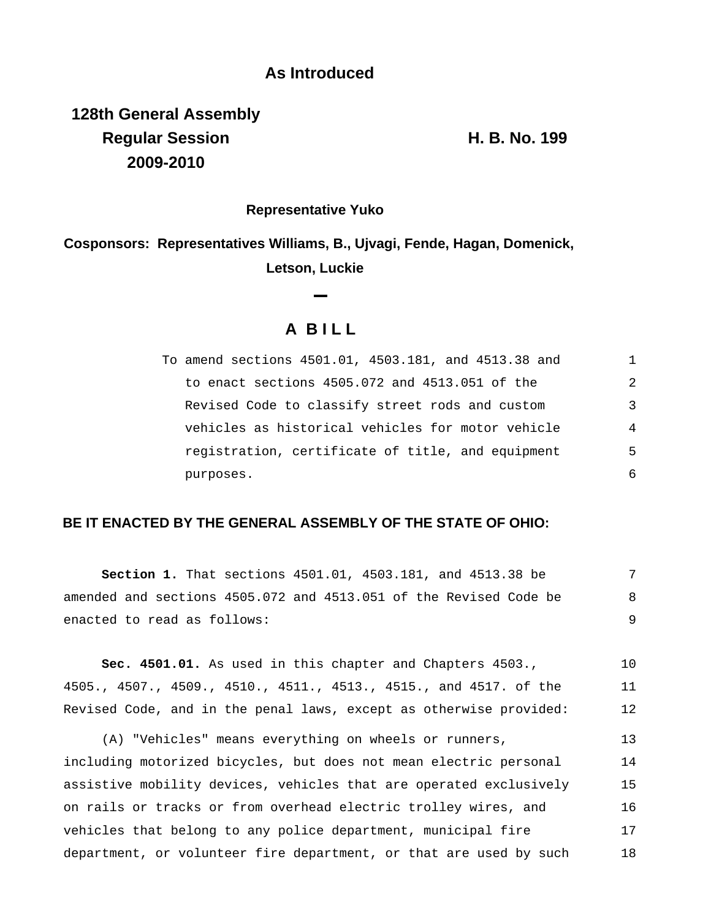**As Introduced**

**128th General Assembly**
**Regular Session**
**2009-2010**

**H. B. No. 199**

**Representative Yuko**

**Cosponsors: Representatives Williams, B., Ujvagi, Fende, Hagan, Domenick, Letson, Luckie**

# A BILL

To amend sections 4501.01, 4503.181, and 4513.38 and to enact sections 4505.072 and 4513.051 of the Revised Code to classify street rods and custom vehicles as historical vehicles for motor vehicle registration, certificate of title, and equipment purposes.

**BE IT ENACTED BY THE GENERAL ASSEMBLY OF THE STATE OF OHIO:**

**Section 1.** That sections 4501.01, 4503.181, and 4513.38 be amended and sections 4505.072 and 4513.051 of the Revised Code be enacted to read as follows:

**Sec. 4501.01.** As used in this chapter and Chapters 4503., 4505., 4507., 4509., 4510., 4511., 4513., 4515., and 4517. of the Revised Code, and in the penal laws, except as otherwise provided:

(A) "Vehicles" means everything on wheels or runners, including motorized bicycles, but does not mean electric personal assistive mobility devices, vehicles that are operated exclusively on rails or tracks or from overhead electric trolley wires, and vehicles that belong to any police department, municipal fire department, or volunteer fire department, or that are used by such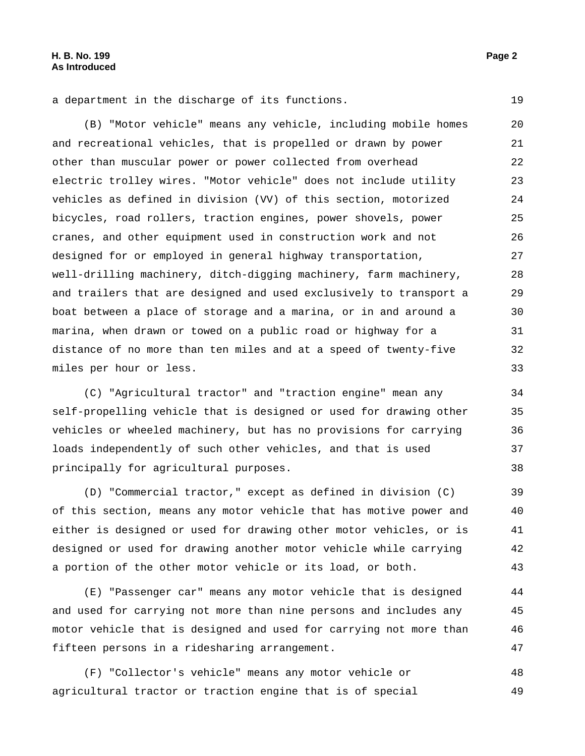a department in the discharge of its functions.

(B) "Motor vehicle" means any vehicle, including mobile homes and recreational vehicles, that is propelled or drawn by power other than muscular power or power collected from overhead electric trolley wires. "Motor vehicle" does not include utility vehicles as defined in division (VV) of this section, motorized bicycles, road rollers, traction engines, power shovels, power cranes, and other equipment used in construction work and not designed for or employed in general highway transportation, well-drilling machinery, ditch-digging machinery, farm machinery, and trailers that are designed and used exclusively to transport a boat between a place of storage and a marina, or in and around a marina, when drawn or towed on a public road or highway for a distance of no more than ten miles and at a speed of twenty-five miles per hour or less.

(C) "Agricultural tractor" and "traction engine" mean any self-propelling vehicle that is designed or used for drawing other vehicles or wheeled machinery, but has no provisions for carrying loads independently of such other vehicles, and that is used principally for agricultural purposes.

(D) "Commercial tractor," except as defined in division (C) of this section, means any motor vehicle that has motive power and either is designed or used for drawing other motor vehicles, or is designed or used for drawing another motor vehicle while carrying a portion of the other motor vehicle or its load, or both.

(E) "Passenger car" means any motor vehicle that is designed and used for carrying not more than nine persons and includes any motor vehicle that is designed and used for carrying not more than fifteen persons in a ridesharing arrangement.

(F) "Collector's vehicle" means any motor vehicle or agricultural tractor or traction engine that is of special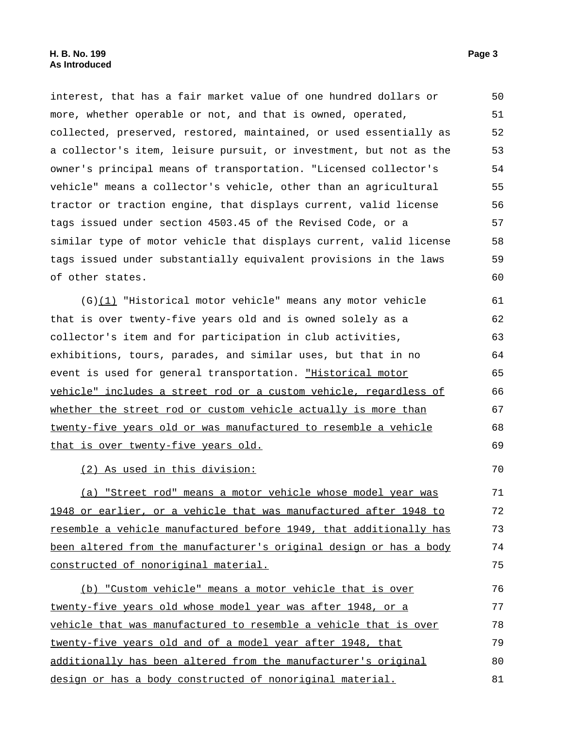interest, that has a fair market value of one hundred dollars or more, whether operable or not, and that is owned, operated, collected, preserved, restored, maintained, or used essentially as a collector's item, leisure pursuit, or investment, but not as the owner's principal means of transportation. "Licensed collector's vehicle" means a collector's vehicle, other than an agricultural tractor or traction engine, that displays current, valid license tags issued under section 4503.45 of the Revised Code, or a similar type of motor vehicle that displays current, valid license tags issued under substantially equivalent provisions in the laws of other states.

(G)<u>(1)</u> "Historical motor vehicle" means any motor vehicle that is over twenty-five years old and is owned solely as a collector's item and for participation in club activities, exhibitions, tours, parades, and similar uses, but that in no event is used for general transportation. <u>"Historical motor vehicle" includes a street rod or a custom vehicle, regardless of whether the street rod or custom vehicle actually is more than twenty-five years old or was manufactured to resemble a vehicle that is over twenty-five years old.</u>

<u>(2) As used in this division:</u>

<u>(a) "Street rod" means a motor vehicle whose model year was 1948 or earlier, or a vehicle that was manufactured after 1948 to resemble a vehicle manufactured before 1949, that additionally has been altered from the manufacturer's original design or has a body constructed of nonoriginal material.</u>

<u>(b) "Custom vehicle" means a motor vehicle that is over twenty-five years old whose model year was after 1948, or a vehicle that was manufactured to resemble a vehicle that is over twenty-five years old and of a model year after 1948, that additionally has been altered from the manufacturer's original design or has a body constructed of nonoriginal material.</u>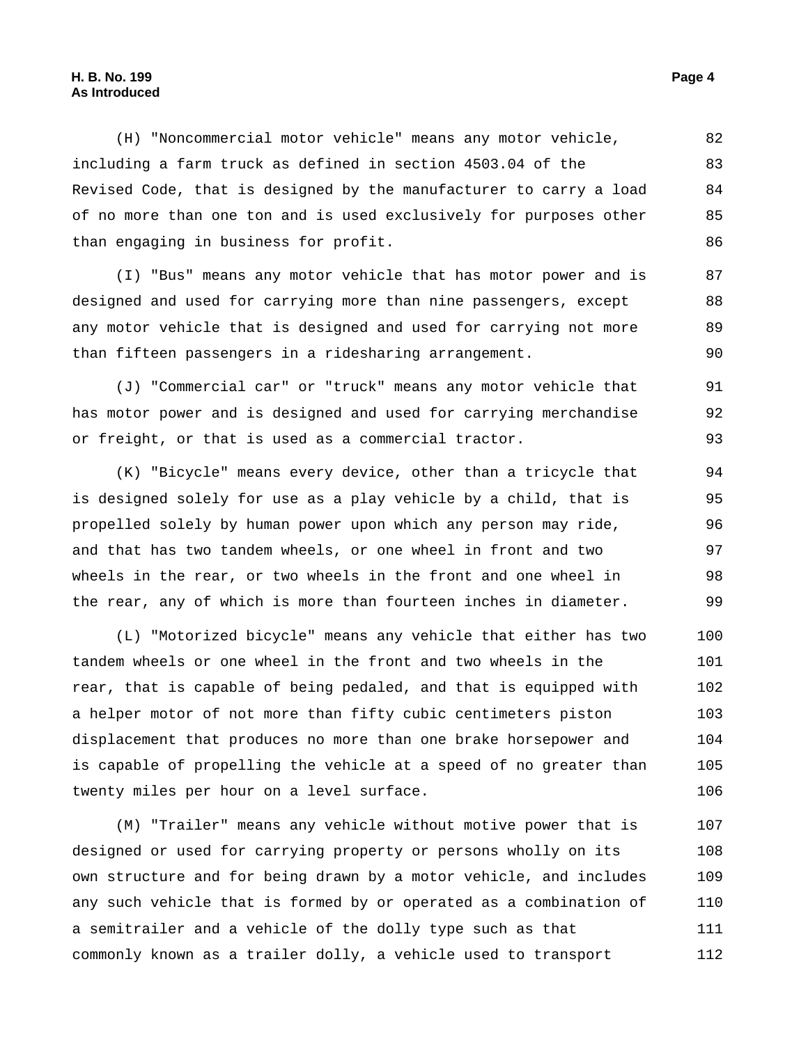(H) "Noncommercial motor vehicle" means any motor vehicle, including a farm truck as defined in section 4503.04 of the Revised Code, that is designed by the manufacturer to carry a load of no more than one ton and is used exclusively for purposes other than engaging in business for profit.

(I) "Bus" means any motor vehicle that has motor power and is designed and used for carrying more than nine passengers, except any motor vehicle that is designed and used for carrying not more than fifteen passengers in a ridesharing arrangement.

(J) "Commercial car" or "truck" means any motor vehicle that has motor power and is designed and used for carrying merchandise or freight, or that is used as a commercial tractor.

(K) "Bicycle" means every device, other than a tricycle that is designed solely for use as a play vehicle by a child, that is propelled solely by human power upon which any person may ride, and that has two tandem wheels, or one wheel in front and two wheels in the rear, or two wheels in the front and one wheel in the rear, any of which is more than fourteen inches in diameter.

(L) "Motorized bicycle" means any vehicle that either has two tandem wheels or one wheel in the front and two wheels in the rear, that is capable of being pedaled, and that is equipped with a helper motor of not more than fifty cubic centimeters piston displacement that produces no more than one brake horsepower and is capable of propelling the vehicle at a speed of no greater than twenty miles per hour on a level surface.

(M) "Trailer" means any vehicle without motive power that is designed or used for carrying property or persons wholly on its own structure and for being drawn by a motor vehicle, and includes any such vehicle that is formed by or operated as a combination of a semitrailer and a vehicle of the dolly type such as that commonly known as a trailer dolly, a vehicle used to transport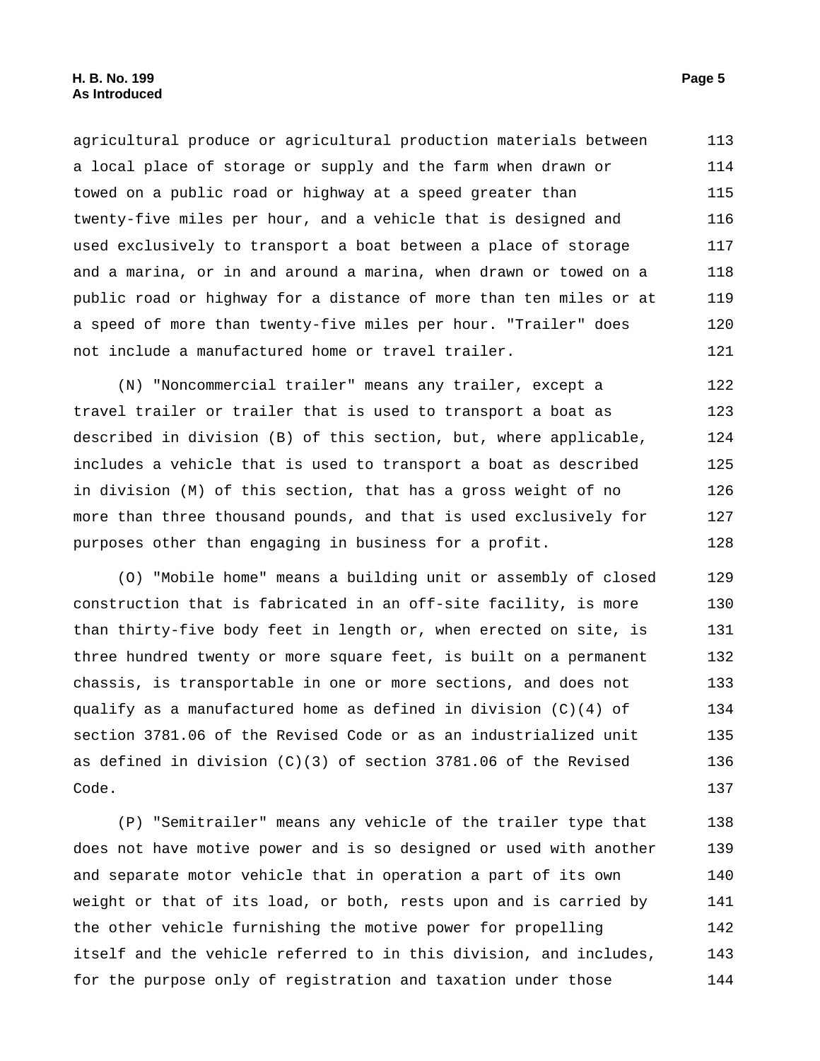agricultural produce or agricultural production materials between a local place of storage or supply and the farm when drawn or towed on a public road or highway at a speed greater than twenty-five miles per hour, and a vehicle that is designed and used exclusively to transport a boat between a place of storage and a marina, or in and around a marina, when drawn or towed on a public road or highway for a distance of more than ten miles or at a speed of more than twenty-five miles per hour. "Trailer" does not include a manufactured home or travel trailer.

(N) "Noncommercial trailer" means any trailer, except a travel trailer or trailer that is used to transport a boat as described in division (B) of this section, but, where applicable, includes a vehicle that is used to transport a boat as described in division (M) of this section, that has a gross weight of no more than three thousand pounds, and that is used exclusively for purposes other than engaging in business for a profit.

(O) "Mobile home" means a building unit or assembly of closed construction that is fabricated in an off-site facility, is more than thirty-five body feet in length or, when erected on site, is three hundred twenty or more square feet, is built on a permanent chassis, is transportable in one or more sections, and does not qualify as a manufactured home as defined in division (C)(4) of section 3781.06 of the Revised Code or as an industrialized unit as defined in division (C)(3) of section 3781.06 of the Revised Code.

(P) "Semitrailer" means any vehicle of the trailer type that does not have motive power and is so designed or used with another and separate motor vehicle that in operation a part of its own weight or that of its load, or both, rests upon and is carried by the other vehicle furnishing the motive power for propelling itself and the vehicle referred to in this division, and includes, for the purpose only of registration and taxation under those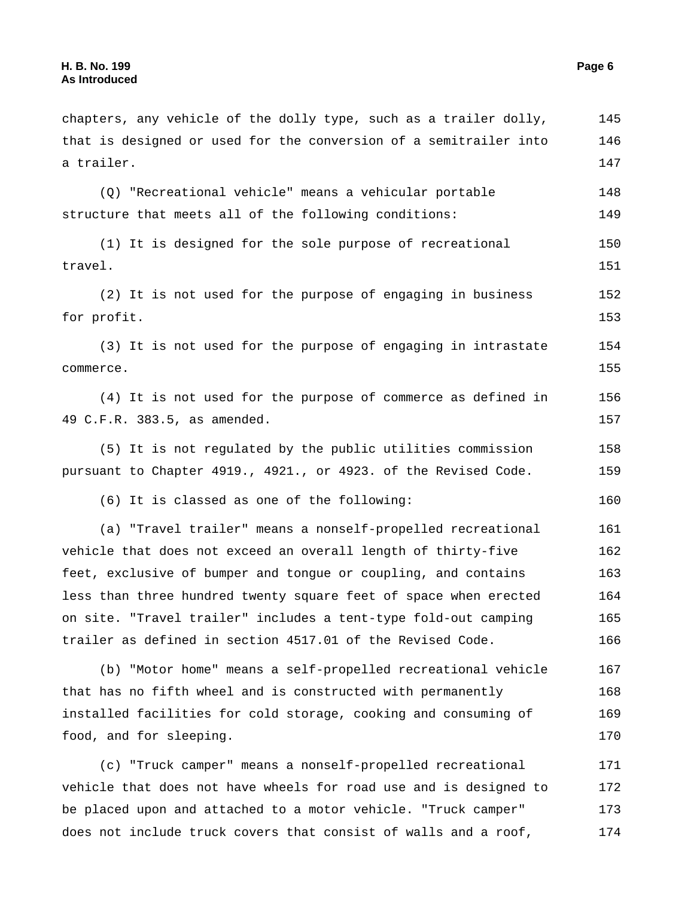chapters, any vehicle of the dolly type, such as a trailer dolly, that is designed or used for the conversion of a semitrailer into a trailer.

(Q) "Recreational vehicle" means a vehicular portable structure that meets all of the following conditions:

(1) It is designed for the sole purpose of recreational travel.

(2) It is not used for the purpose of engaging in business for profit.

(3) It is not used for the purpose of engaging in intrastate commerce.

(4) It is not used for the purpose of commerce as defined in 49 C.F.R. 383.5, as amended.

(5) It is not regulated by the public utilities commission pursuant to Chapter 4919., 4921., or 4923. of the Revised Code.

(6) It is classed as one of the following:

(a) "Travel trailer" means a nonself-propelled recreational vehicle that does not exceed an overall length of thirty-five feet, exclusive of bumper and tongue or coupling, and contains less than three hundred twenty square feet of space when erected on site. "Travel trailer" includes a tent-type fold-out camping trailer as defined in section 4517.01 of the Revised Code.

(b) "Motor home" means a self-propelled recreational vehicle that has no fifth wheel and is constructed with permanently installed facilities for cold storage, cooking and consuming of food, and for sleeping.

(c) "Truck camper" means a nonself-propelled recreational vehicle that does not have wheels for road use and is designed to be placed upon and attached to a motor vehicle. "Truck camper" does not include truck covers that consist of walls and a roof,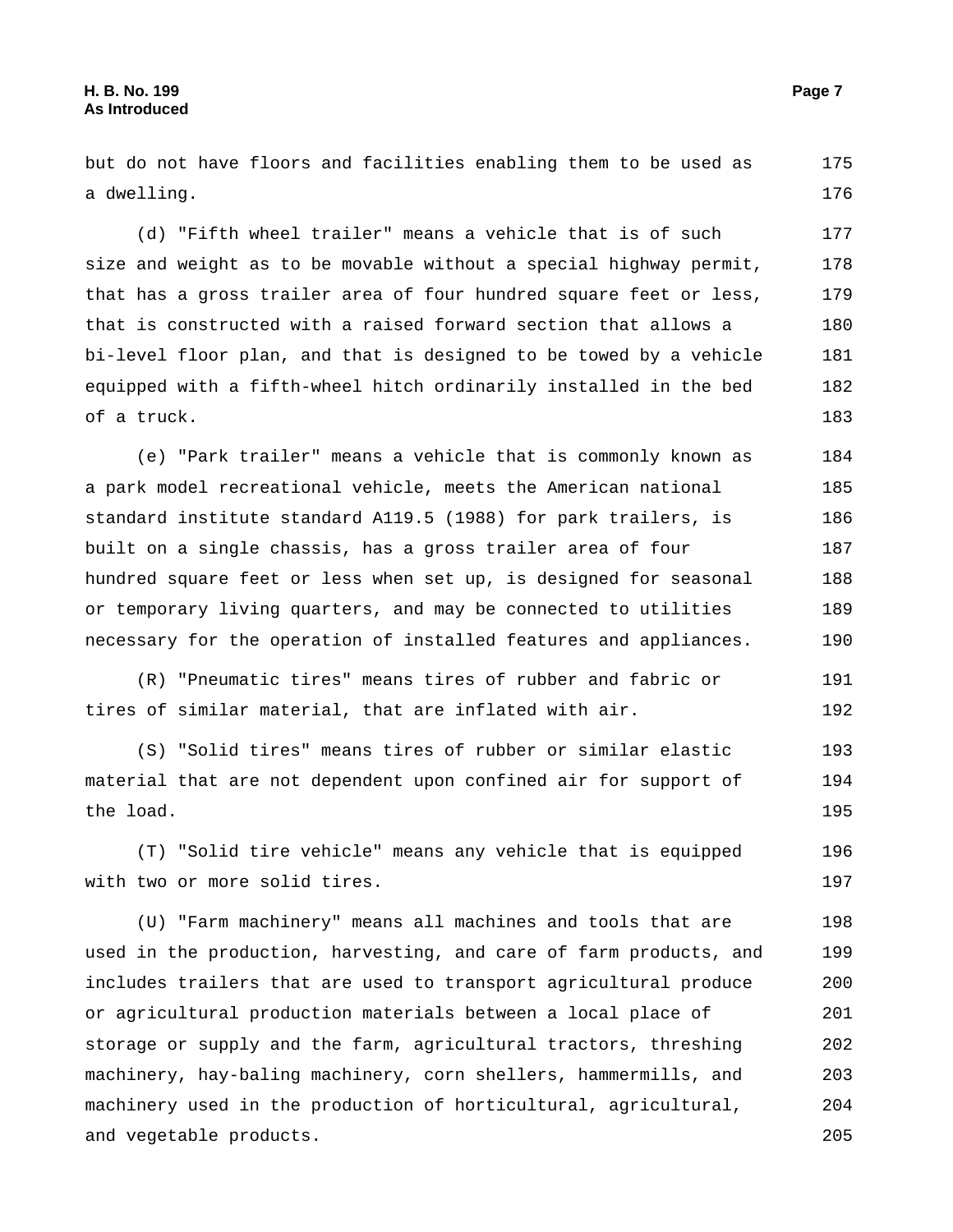but do not have floors and facilities enabling them to be used as a dwelling.

(d) "Fifth wheel trailer" means a vehicle that is of such size and weight as to be movable without a special highway permit, that has a gross trailer area of four hundred square feet or less, that is constructed with a raised forward section that allows a bi-level floor plan, and that is designed to be towed by a vehicle equipped with a fifth-wheel hitch ordinarily installed in the bed of a truck.

(e) "Park trailer" means a vehicle that is commonly known as a park model recreational vehicle, meets the American national standard institute standard A119.5 (1988) for park trailers, is built on a single chassis, has a gross trailer area of four hundred square feet or less when set up, is designed for seasonal or temporary living quarters, and may be connected to utilities necessary for the operation of installed features and appliances.

(R) "Pneumatic tires" means tires of rubber and fabric or tires of similar material, that are inflated with air.

(S) "Solid tires" means tires of rubber or similar elastic material that are not dependent upon confined air for support of the load.

(T) "Solid tire vehicle" means any vehicle that is equipped with two or more solid tires.

(U) "Farm machinery" means all machines and tools that are used in the production, harvesting, and care of farm products, and includes trailers that are used to transport agricultural produce or agricultural production materials between a local place of storage or supply and the farm, agricultural tractors, threshing machinery, hay-baling machinery, corn shellers, hammermills, and machinery used in the production of horticultural, agricultural, and vegetable products.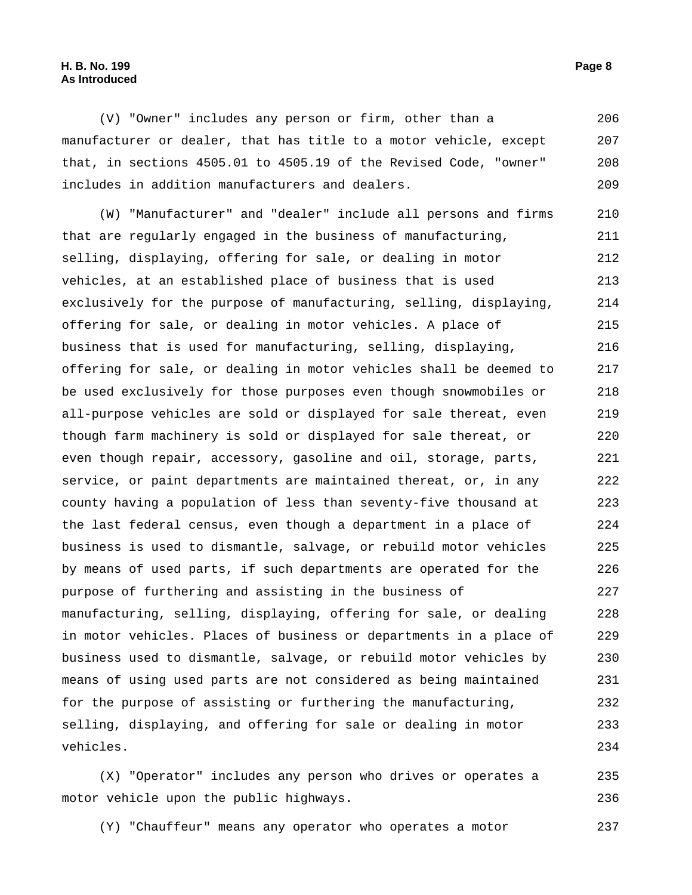(V) "Owner" includes any person or firm, other than a manufacturer or dealer, that has title to a motor vehicle, except that, in sections 4505.01 to 4505.19 of the Revised Code, "owner" includes in addition manufacturers and dealers.

(W) "Manufacturer" and "dealer" include all persons and firms that are regularly engaged in the business of manufacturing, selling, displaying, offering for sale, or dealing in motor vehicles, at an established place of business that is used exclusively for the purpose of manufacturing, selling, displaying, offering for sale, or dealing in motor vehicles. A place of business that is used for manufacturing, selling, displaying, offering for sale, or dealing in motor vehicles shall be deemed to be used exclusively for those purposes even though snowmobiles or all-purpose vehicles are sold or displayed for sale thereat, even though farm machinery is sold or displayed for sale thereat, or even though repair, accessory, gasoline and oil, storage, parts, service, or paint departments are maintained thereat, or, in any county having a population of less than seventy-five thousand at the last federal census, even though a department in a place of business is used to dismantle, salvage, or rebuild motor vehicles by means of used parts, if such departments are operated for the purpose of furthering and assisting in the business of manufacturing, selling, displaying, offering for sale, or dealing in motor vehicles. Places of business or departments in a place of business used to dismantle, salvage, or rebuild motor vehicles by means of using used parts are not considered as being maintained for the purpose of assisting or furthering the manufacturing, selling, displaying, and offering for sale or dealing in motor vehicles.

(X) "Operator" includes any person who drives or operates a motor vehicle upon the public highways.

(Y) "Chauffeur" means any operator who operates a motor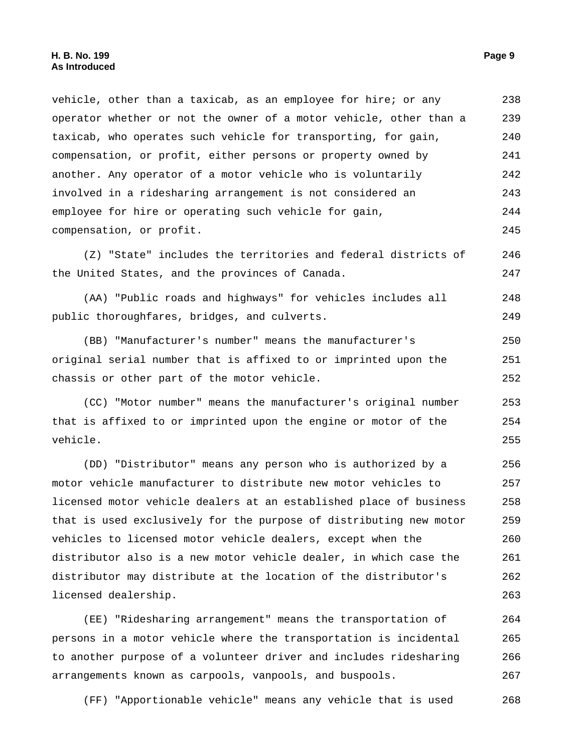vehicle, other than a taxicab, as an employee for hire; or any operator whether or not the owner of a motor vehicle, other than a taxicab, who operates such vehicle for transporting, for gain, compensation, or profit, either persons or property owned by another. Any operator of a motor vehicle who is voluntarily involved in a ridesharing arrangement is not considered an employee for hire or operating such vehicle for gain, compensation, or profit.

(Z) "State" includes the territories and federal districts of the United States, and the provinces of Canada.

(AA) "Public roads and highways" for vehicles includes all public thoroughfares, bridges, and culverts.

(BB) "Manufacturer's number" means the manufacturer's original serial number that is affixed to or imprinted upon the chassis or other part of the motor vehicle.

(CC) "Motor number" means the manufacturer's original number that is affixed to or imprinted upon the engine or motor of the vehicle.

(DD) "Distributor" means any person who is authorized by a motor vehicle manufacturer to distribute new motor vehicles to licensed motor vehicle dealers at an established place of business that is used exclusively for the purpose of distributing new motor vehicles to licensed motor vehicle dealers, except when the distributor also is a new motor vehicle dealer, in which case the distributor may distribute at the location of the distributor's licensed dealership.

(EE) "Ridesharing arrangement" means the transportation of persons in a motor vehicle where the transportation is incidental to another purpose of a volunteer driver and includes ridesharing arrangements known as carpools, vanpools, and buspools.

(FF) "Apportionable vehicle" means any vehicle that is used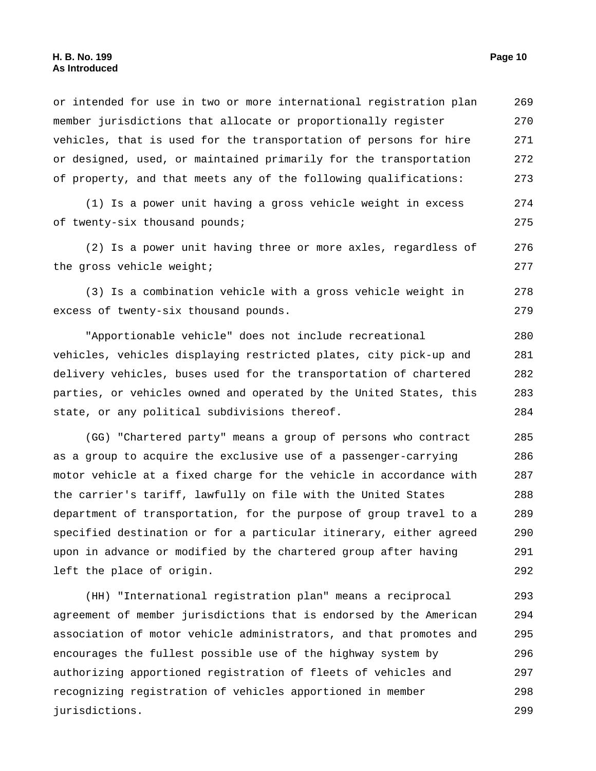or intended for use in two or more international registration plan member jurisdictions that allocate or proportionally register vehicles, that is used for the transportation of persons for hire or designed, used, or maintained primarily for the transportation of property, and that meets any of the following qualifications:

(1) Is a power unit having a gross vehicle weight in excess of twenty-six thousand pounds;

(2) Is a power unit having three or more axles, regardless of the gross vehicle weight;

(3) Is a combination vehicle with a gross vehicle weight in excess of twenty-six thousand pounds.

"Apportionable vehicle" does not include recreational vehicles, vehicles displaying restricted plates, city pick-up and delivery vehicles, buses used for the transportation of chartered parties, or vehicles owned and operated by the United States, this state, or any political subdivisions thereof.

(GG) "Chartered party" means a group of persons who contract as a group to acquire the exclusive use of a passenger-carrying motor vehicle at a fixed charge for the vehicle in accordance with the carrier's tariff, lawfully on file with the United States department of transportation, for the purpose of group travel to a specified destination or for a particular itinerary, either agreed upon in advance or modified by the chartered group after having left the place of origin.

(HH) "International registration plan" means a reciprocal agreement of member jurisdictions that is endorsed by the American association of motor vehicle administrators, and that promotes and encourages the fullest possible use of the highway system by authorizing apportioned registration of fleets of vehicles and recognizing registration of vehicles apportioned in member jurisdictions.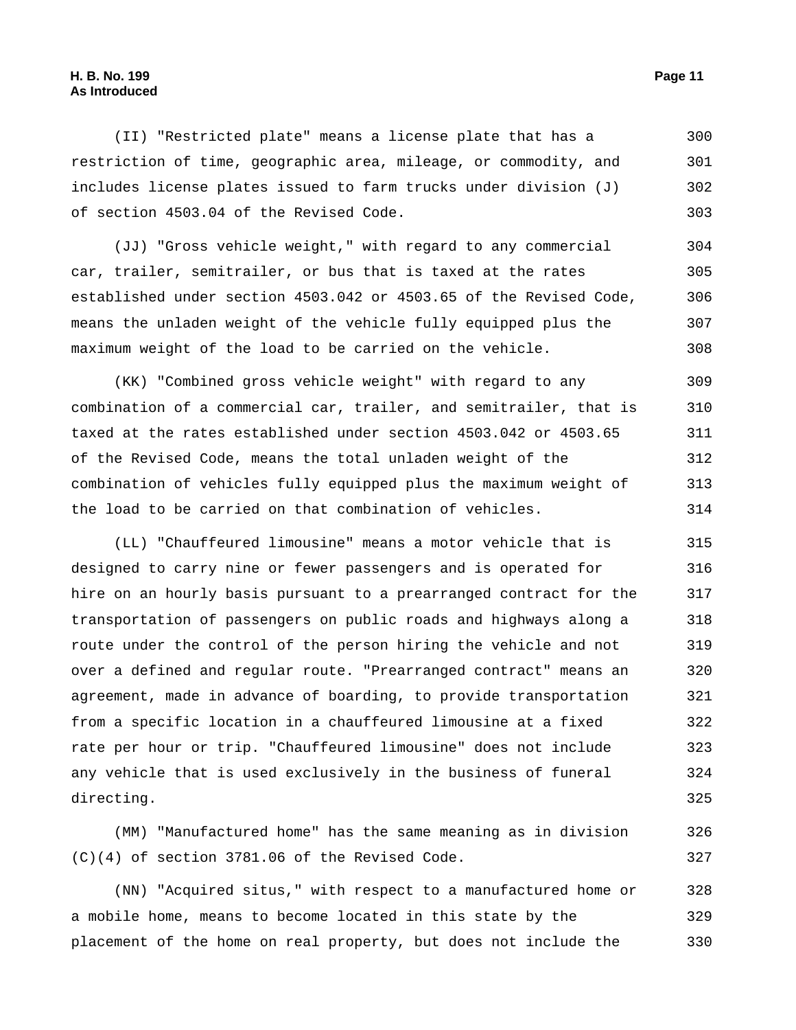(II) "Restricted plate" means a license plate that has a restriction of time, geographic area, mileage, or commodity, and includes license plates issued to farm trucks under division (J) of section 4503.04 of the Revised Code.

(JJ) "Gross vehicle weight," with regard to any commercial car, trailer, semitrailer, or bus that is taxed at the rates established under section 4503.042 or 4503.65 of the Revised Code, means the unladen weight of the vehicle fully equipped plus the maximum weight of the load to be carried on the vehicle.

(KK) "Combined gross vehicle weight" with regard to any combination of a commercial car, trailer, and semitrailer, that is taxed at the rates established under section 4503.042 or 4503.65 of the Revised Code, means the total unladen weight of the combination of vehicles fully equipped plus the maximum weight of the load to be carried on that combination of vehicles.

(LL) "Chauffeured limousine" means a motor vehicle that is designed to carry nine or fewer passengers and is operated for hire on an hourly basis pursuant to a prearranged contract for the transportation of passengers on public roads and highways along a route under the control of the person hiring the vehicle and not over a defined and regular route. "Prearranged contract" means an agreement, made in advance of boarding, to provide transportation from a specific location in a chauffeured limousine at a fixed rate per hour or trip. "Chauffeured limousine" does not include any vehicle that is used exclusively in the business of funeral directing.

(MM) "Manufactured home" has the same meaning as in division (C)(4) of section 3781.06 of the Revised Code.

(NN) "Acquired situs," with respect to a manufactured home or a mobile home, means to become located in this state by the placement of the home on real property, but does not include the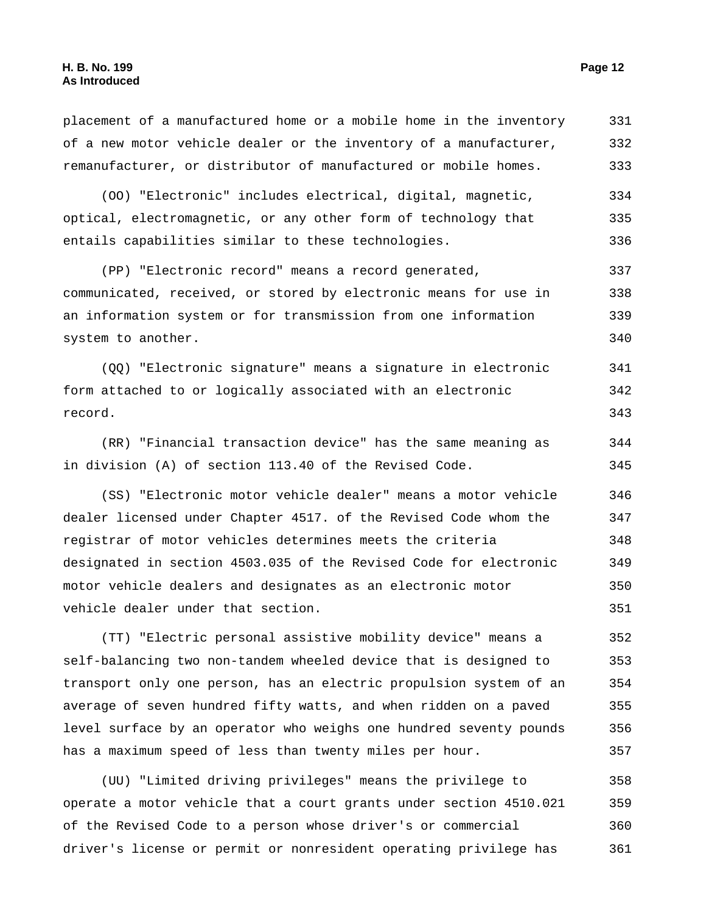placement of a manufactured home or a mobile home in the inventory of a new motor vehicle dealer or the inventory of a manufacturer, remanufacturer, or distributor of manufactured or mobile homes.

(OO) "Electronic" includes electrical, digital, magnetic, optical, electromagnetic, or any other form of technology that entails capabilities similar to these technologies.

(PP) "Electronic record" means a record generated, communicated, received, or stored by electronic means for use in an information system or for transmission from one information system to another.

(QQ) "Electronic signature" means a signature in electronic form attached to or logically associated with an electronic record.

(RR) "Financial transaction device" has the same meaning as in division (A) of section 113.40 of the Revised Code.

(SS) "Electronic motor vehicle dealer" means a motor vehicle dealer licensed under Chapter 4517. of the Revised Code whom the registrar of motor vehicles determines meets the criteria designated in section 4503.035 of the Revised Code for electronic motor vehicle dealers and designates as an electronic motor vehicle dealer under that section.

(TT) "Electric personal assistive mobility device" means a self-balancing two non-tandem wheeled device that is designed to transport only one person, has an electric propulsion system of an average of seven hundred fifty watts, and when ridden on a paved level surface by an operator who weighs one hundred seventy pounds has a maximum speed of less than twenty miles per hour.

(UU) "Limited driving privileges" means the privilege to operate a motor vehicle that a court grants under section 4510.021 of the Revised Code to a person whose driver's or commercial driver's license or permit or nonresident operating privilege has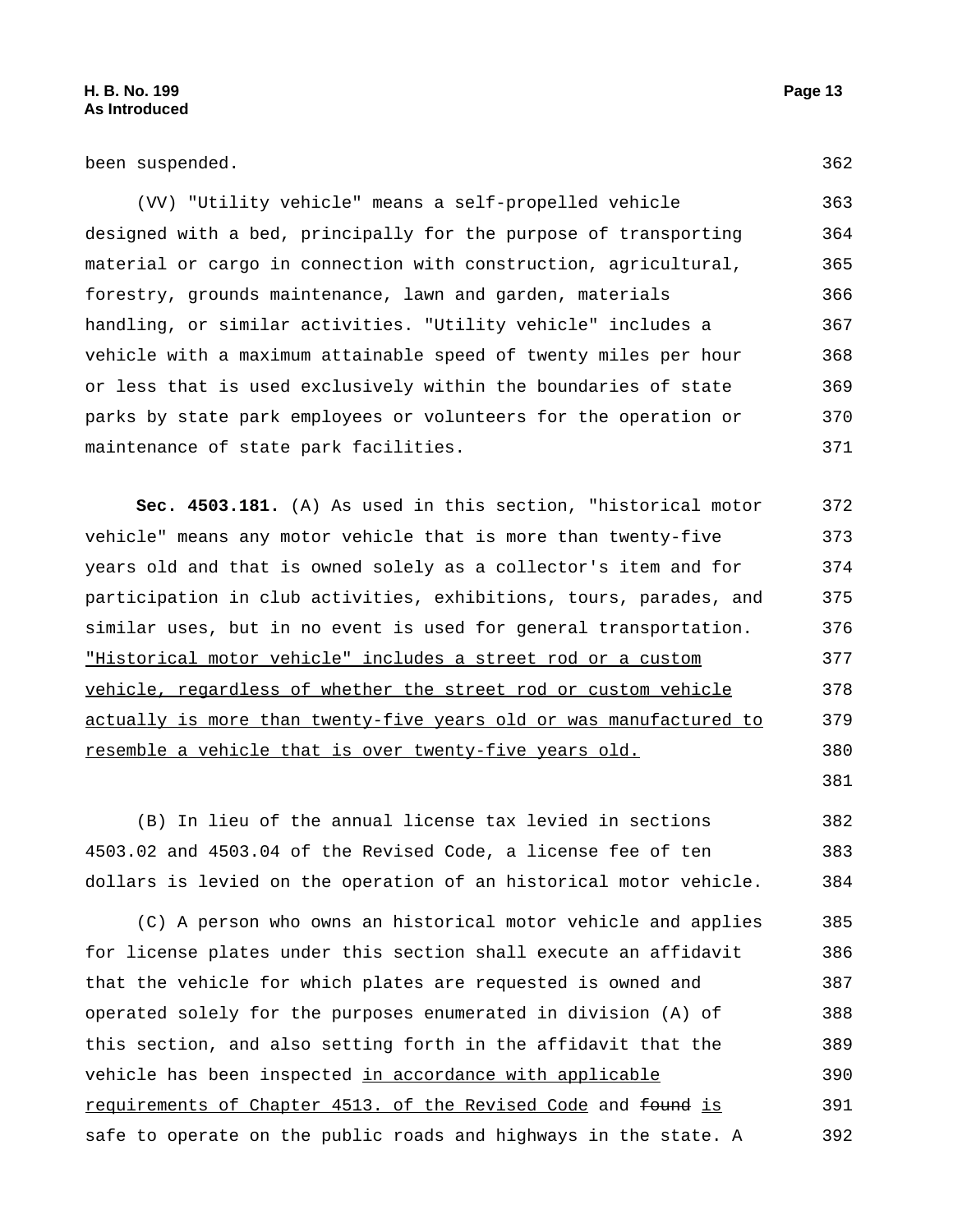been suspended.

(VV) "Utility vehicle" means a self-propelled vehicle designed with a bed, principally for the purpose of transporting material or cargo in connection with construction, agricultural, forestry, grounds maintenance, lawn and garden, materials handling, or similar activities. "Utility vehicle" includes a vehicle with a maximum attainable speed of twenty miles per hour or less that is used exclusively within the boundaries of state parks by state park employees or volunteers for the operation or maintenance of state park facilities.

**Sec. 4503.181.** (A) As used in this section, "historical motor vehicle" means any motor vehicle that is more than twenty-five years old and that is owned solely as a collector's item and for participation in club activities, exhibitions, tours, parades, and similar uses, but in no event is used for general transportation. <u>"Historical motor vehicle" includes a street rod or a custom vehicle, regardless of whether the street rod or custom vehicle actually is more than twenty-five years old or was manufactured to resemble a vehicle that is over twenty-five years old.</u>

(B) In lieu of the annual license tax levied in sections 4503.02 and 4503.04 of the Revised Code, a license fee of ten dollars is levied on the operation of an historical motor vehicle.

(C) A person who owns an historical motor vehicle and applies for license plates under this section shall execute an affidavit that the vehicle for which plates are requested is owned and operated solely for the purposes enumerated in division (A) of this section, and also setting forth in the affidavit that the vehicle has been inspected <u>in accordance with applicable requirements of Chapter 4513. of the Revised Code</u> and ~~found~~ <u>is</u> safe to operate on the public roads and highways in the state. A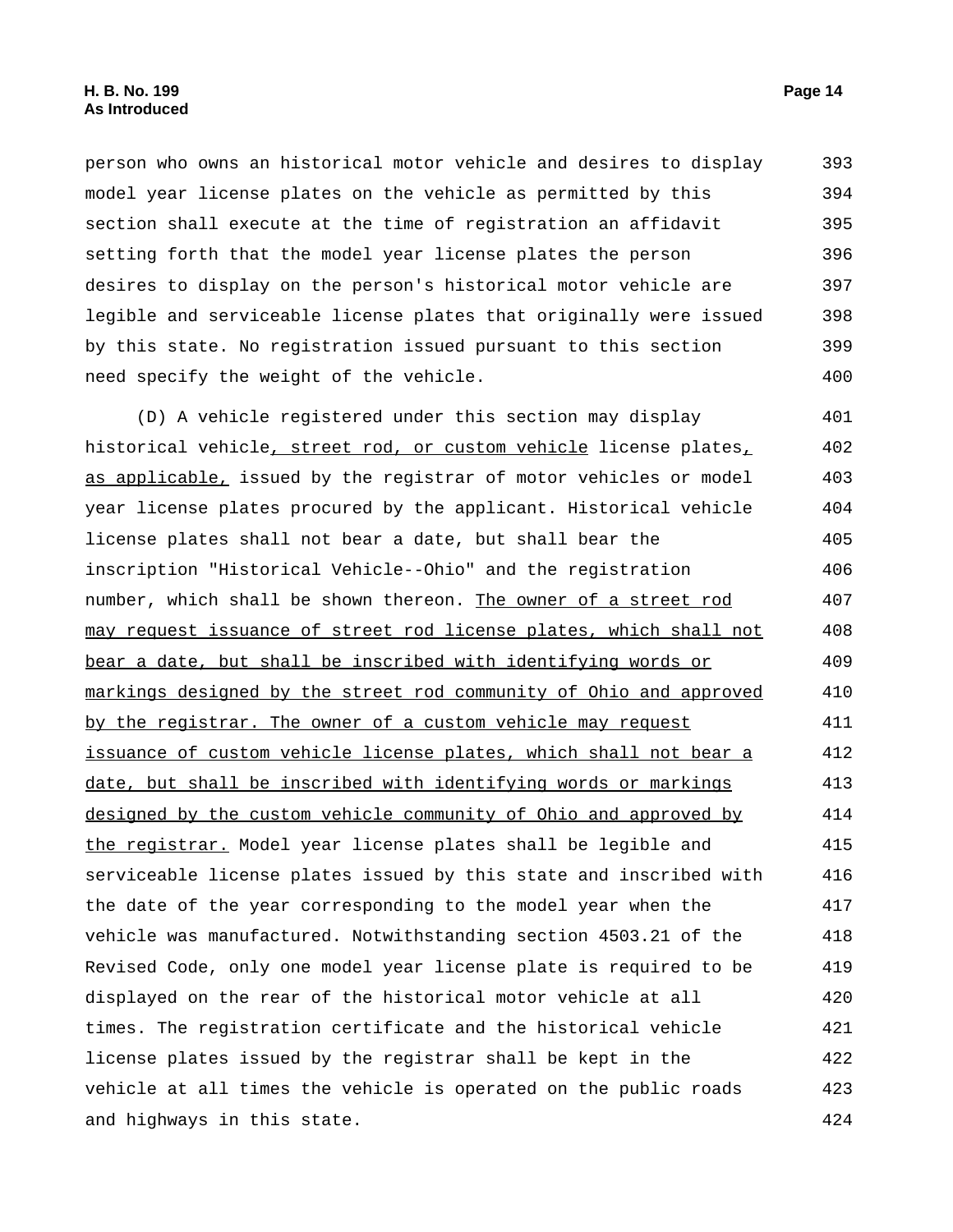person who owns an historical motor vehicle and desires to display model year license plates on the vehicle as permitted by this section shall execute at the time of registration an affidavit setting forth that the model year license plates the person desires to display on the person's historical motor vehicle are legible and serviceable license plates that originally were issued by this state. No registration issued pursuant to this section need specify the weight of the vehicle.

(D) A vehicle registered under this section may display historical vehicle, street rod, or custom vehicle license plates, as applicable, issued by the registrar of motor vehicles or model year license plates procured by the applicant. Historical vehicle license plates shall not bear a date, but shall bear the inscription "Historical Vehicle--Ohio" and the registration number, which shall be shown thereon. The owner of a street rod may request issuance of street rod license plates, which shall not bear a date, but shall be inscribed with identifying words or markings designed by the street rod community of Ohio and approved by the registrar. The owner of a custom vehicle may request issuance of custom vehicle license plates, which shall not bear a date, but shall be inscribed with identifying words or markings designed by the custom vehicle community of Ohio and approved by the registrar. Model year license plates shall be legible and serviceable license plates issued by this state and inscribed with the date of the year corresponding to the model year when the vehicle was manufactured. Notwithstanding section 4503.21 of the Revised Code, only one model year license plate is required to be displayed on the rear of the historical motor vehicle at all times. The registration certificate and the historical vehicle license plates issued by the registrar shall be kept in the vehicle at all times the vehicle is operated on the public roads and highways in this state.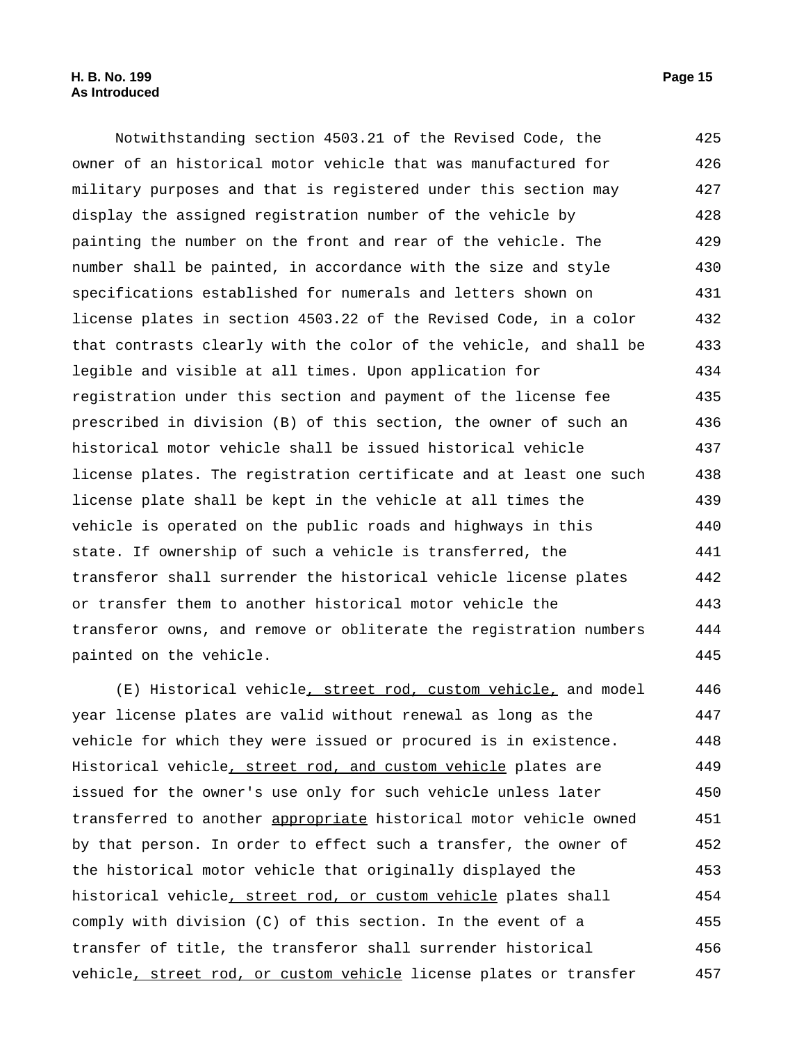Notwithstanding section 4503.21 of the Revised Code, the owner of an historical motor vehicle that was manufactured for military purposes and that is registered under this section may display the assigned registration number of the vehicle by painting the number on the front and rear of the vehicle. The number shall be painted, in accordance with the size and style specifications established for numerals and letters shown on license plates in section 4503.22 of the Revised Code, in a color that contrasts clearly with the color of the vehicle, and shall be legible and visible at all times. Upon application for registration under this section and payment of the license fee prescribed in division (B) of this section, the owner of such an historical motor vehicle shall be issued historical vehicle license plates. The registration certificate and at least one such license plate shall be kept in the vehicle at all times the vehicle is operated on the public roads and highways in this state. If ownership of such a vehicle is transferred, the transferor shall surrender the historical vehicle license plates or transfer them to another historical motor vehicle the transferor owns, and remove or obliterate the registration numbers painted on the vehicle.

(E) Historical vehicle<u>, street rod, custom vehicle,</u> and model year license plates are valid without renewal as long as the vehicle for which they were issued or procured is in existence. Historical vehicle<u>, street rod, and custom vehicle</u> plates are issued for the owner's use only for such vehicle unless later transferred to another <u>appropriate</u> historical motor vehicle owned by that person. In order to effect such a transfer, the owner of the historical motor vehicle that originally displayed the historical vehicle<u>, street rod, or custom vehicle</u> plates shall comply with division (C) of this section. In the event of a transfer of title, the transferor shall surrender historical vehicle<u>, street rod, or custom vehicle</u> license plates or transfer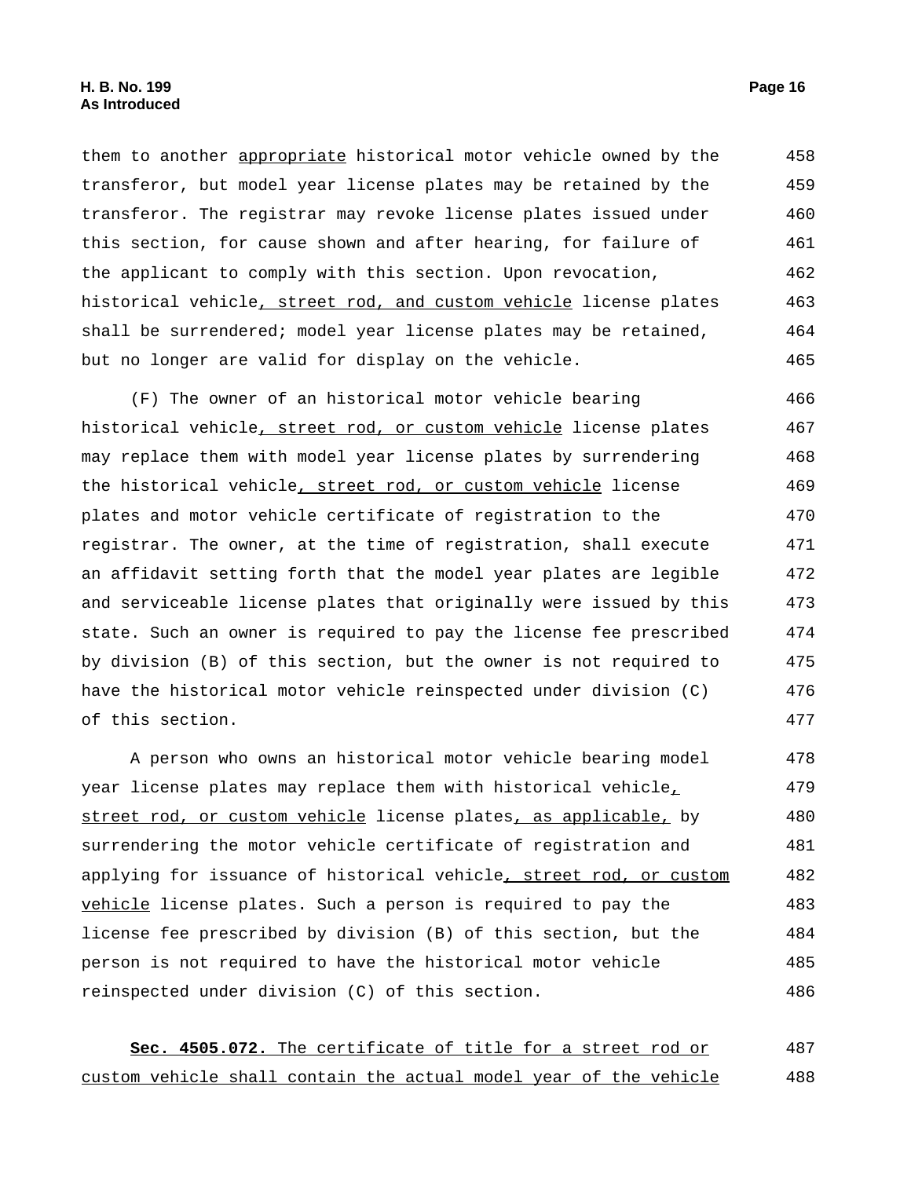them to another appropriate historical motor vehicle owned by the transferor, but model year license plates may be retained by the transferor. The registrar may revoke license plates issued under this section, for cause shown and after hearing, for failure of the applicant to comply with this section. Upon revocation, historical vehicle, street rod, and custom vehicle license plates shall be surrendered; model year license plates may be retained, but no longer are valid for display on the vehicle.

(F) The owner of an historical motor vehicle bearing historical vehicle, street rod, or custom vehicle license plates may replace them with model year license plates by surrendering the historical vehicle, street rod, or custom vehicle license plates and motor vehicle certificate of registration to the registrar. The owner, at the time of registration, shall execute an affidavit setting forth that the model year plates are legible and serviceable license plates that originally were issued by this state. Such an owner is required to pay the license fee prescribed by division (B) of this section, but the owner is not required to have the historical motor vehicle reinspected under division (C) of this section.

A person who owns an historical motor vehicle bearing model year license plates may replace them with historical vehicle, street rod, or custom vehicle license plates, as applicable, by surrendering the motor vehicle certificate of registration and applying for issuance of historical vehicle, street rod, or custom vehicle license plates. Such a person is required to pay the license fee prescribed by division (B) of this section, but the person is not required to have the historical motor vehicle reinspected under division (C) of this section.

**Sec. 4505.072.** The certificate of title for a street rod or custom vehicle shall contain the actual model year of the vehicle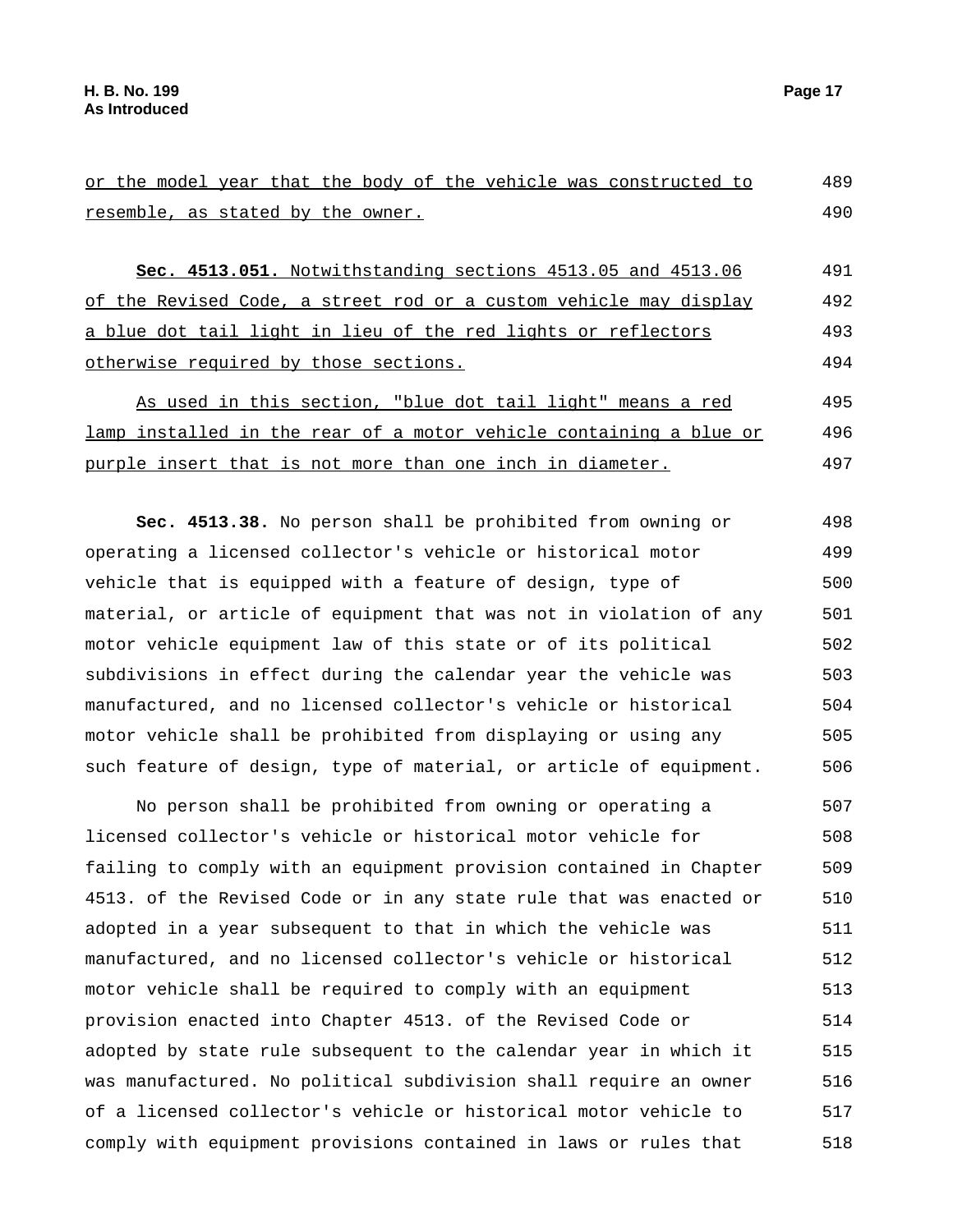or the model year that the body of the vehicle was constructed to resemble, as stated by the owner.

**Sec. 4513.051.** Notwithstanding sections 4513.05 and 4513.06 of the Revised Code, a street rod or a custom vehicle may display a blue dot tail light in lieu of the red lights or reflectors otherwise required by those sections.

As used in this section, "blue dot tail light" means a red lamp installed in the rear of a motor vehicle containing a blue or purple insert that is not more than one inch in diameter.

**Sec. 4513.38.** No person shall be prohibited from owning or operating a licensed collector's vehicle or historical motor vehicle that is equipped with a feature of design, type of material, or article of equipment that was not in violation of any motor vehicle equipment law of this state or of its political subdivisions in effect during the calendar year the vehicle was manufactured, and no licensed collector's vehicle or historical motor vehicle shall be prohibited from displaying or using any such feature of design, type of material, or article of equipment.

No person shall be prohibited from owning or operating a licensed collector's vehicle or historical motor vehicle for failing to comply with an equipment provision contained in Chapter 4513. of the Revised Code or in any state rule that was enacted or adopted in a year subsequent to that in which the vehicle was manufactured, and no licensed collector's vehicle or historical motor vehicle shall be required to comply with an equipment provision enacted into Chapter 4513. of the Revised Code or adopted by state rule subsequent to the calendar year in which it was manufactured. No political subdivision shall require an owner of a licensed collector's vehicle or historical motor vehicle to comply with equipment provisions contained in laws or rules that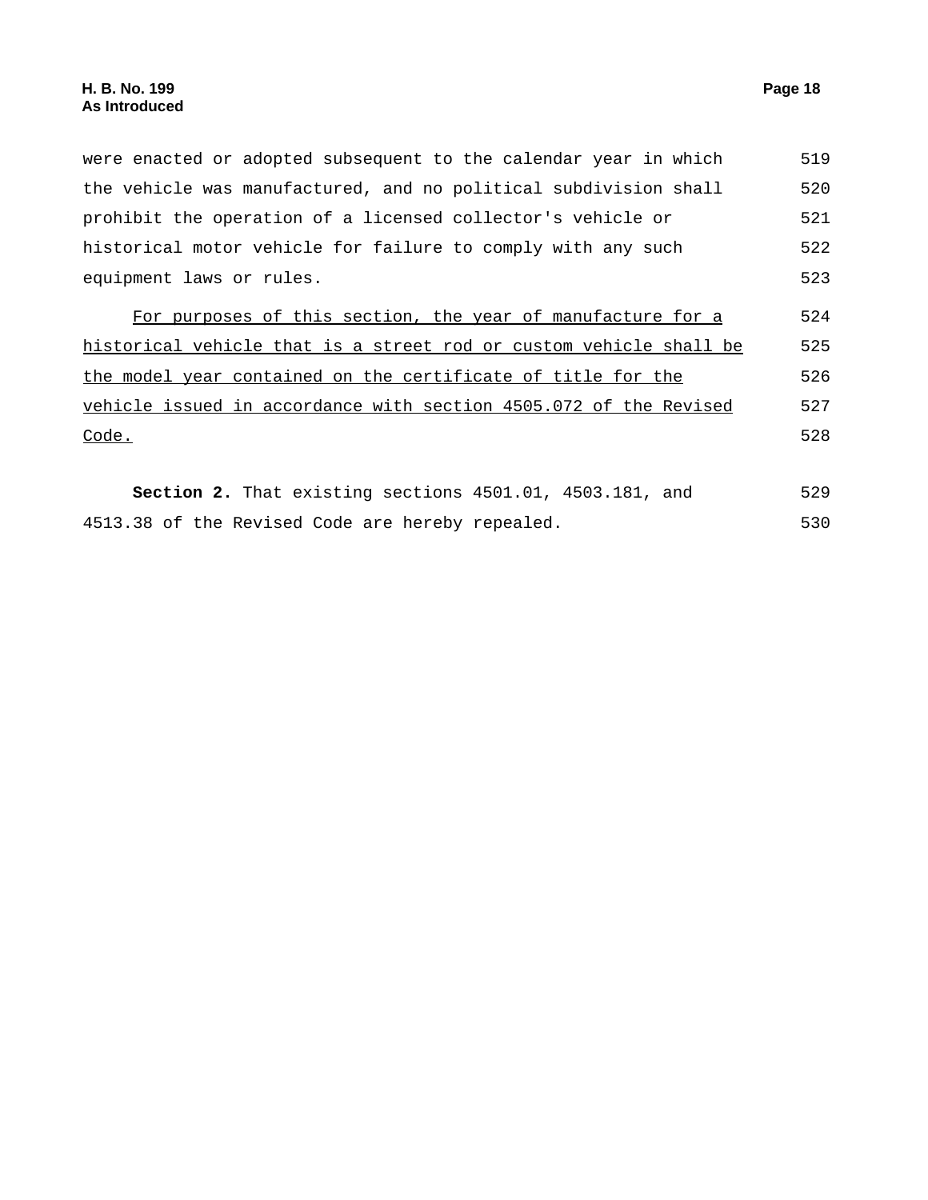were enacted or adopted subsequent to the calendar year in which the vehicle was manufactured, and no political subdivision shall prohibit the operation of a licensed collector's vehicle or historical motor vehicle for failure to comply with any such equipment laws or rules.

<u>For purposes of this section, the year of manufacture for a historical vehicle that is a street rod or custom vehicle shall be the model year contained on the certificate of title for the vehicle issued in accordance with section 4505.072 of the Revised Code.</u>

**Section 2.** That existing sections 4501.01, 4503.181, and 4513.38 of the Revised Code are hereby repealed.